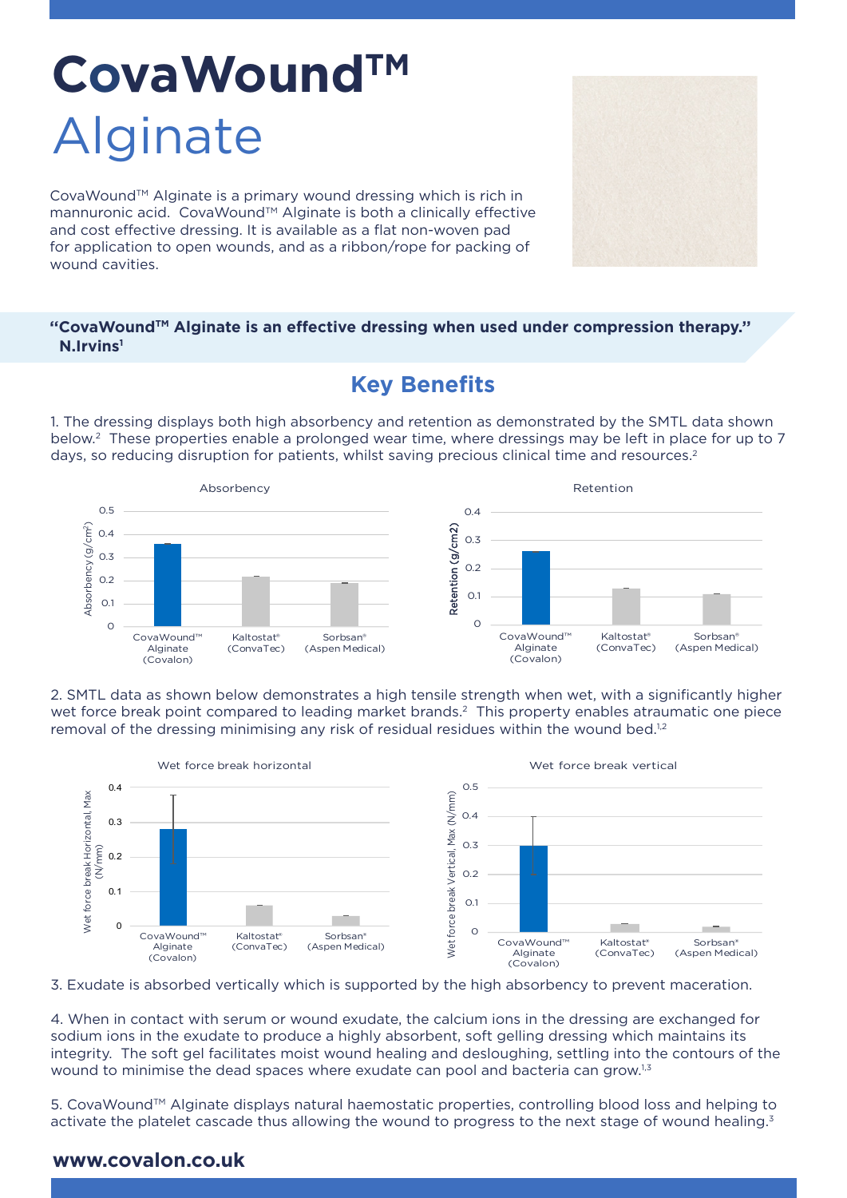# CovaWound™ Alginate

CovaWound™ Alginate is a primary wound dressing which is rich in mannuronic acid. CovaWound™ Alginate is both a clinically effective and cost effective dressing. It is available as a flat non-woven pad for application to open wounds, and as a ribbon/rope for packing of wound cavities.

**"CovaWound™ Alginate is an effective dressing when used under compression therapy." N.Irvins[1]**

## Key Benefits

1. The dressing displays both high absorbency and retention as demonstrated by the SMTL data shown below.[2] These properties enable a prolonged wear time, where dressings may be left in place for up to 7 days, so reducing disruption for patients, whilst saving precious clinical time and resources.[2]

Absorbency

Absorbency (g/cm$^2$)

CovaWound™ Alginate (Covalon) | Kaltostat® (ConvaTec) | Sorbsan® (Aspen Medical)

Retention

Retention (g/cm2)

CovaWound™ Alginate (Covalon) | Kaltostat® (ConvaTec) | Sorbsan® (Aspen Medical)

2. SMTL data as shown below demonstrates a high tensile strength when wet, with a significantly higher wet force break point compared to leading market brands.[2] This property enables atraumatic one piece removal of the dressing minimising any risk of residual residues within the wound bed.[1,2]

Wet force break horizontal

Wet force break Horizontal, Max (N/mm)

CovaWound™ Alginate (Covalon) | Kaltostat® (ConvaTec) | Sorbsan® (Aspen Medical)

Wet force break vertical

Wet force break Vertical, Max (N/mm)

CovaWound™ Alginate (Covalon) | Kaltostat® (ConvaTec) | Sorbsan® (Aspen Medical)

3. Exudate is absorbed vertically which is supported by the high absorbency to prevent maceration.

4. When in contact with serum or wound exudate, the calcium ions in the dressing are exchanged for sodium ions in the exudate to produce a highly absorbent, soft gelling dressing which maintains its integrity. The soft gel facilitates moist wound healing and desloughing, settling into the contours of the wound to minimise the dead spaces where exudate can pool and bacteria can grow.[1,3]

5. CovaWound™ Alginate displays natural haemostatic properties, controlling blood loss and helping to activate the platelet cascade thus allowing the wound to progress to the next stage of wound healing.[3]

**www.covalon.co.uk**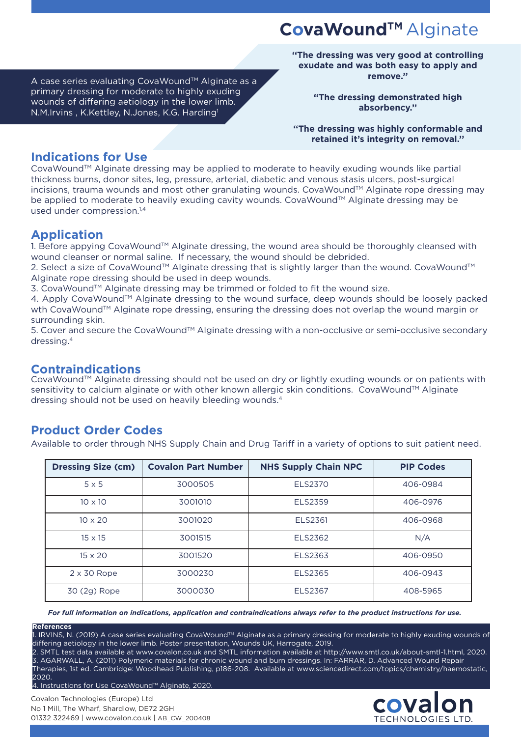# CovaWound™ Alginate

A case series evaluating CovaWound™ Alginate as a primary dressing for moderate to highly exuding wounds of differing aetiology in the lower limb. N.M.Irvins , K.Kettley, N.Jones, K.G. Harding[1]

**"The dressing was very good at controlling exudate and was both easy to apply and remove."**

**"The dressing demonstrated high absorbency."**

**"The dressing was highly conformable and retained it's integrity on removal."**

## Indications for Use

CovaWound™ Alginate dressing may be applied to moderate to heavily exuding wounds like partial thickness burns, donor sites, leg, pressure, arterial, diabetic and venous stasis ulcers, post-surgical incisions, trauma wounds and most other granulating wounds. CovaWound™ Alginate rope dressing may be applied to moderate to heavily exuding cavity wounds. CovaWound™ Alginate dressing may be used under compression.[1,4]

## Application

1. Before appying CovaWound™ Alginate dressing, the wound area should be thoroughly cleansed with wound cleanser or normal saline. If necessary, the wound should be debrided.
2. Select a size of CovaWound™ Alginate dressing that is slightly larger than the wound. CovaWound™ Alginate rope dressing should be used in deep wounds.
3. CovaWound™ Alginate dressing may be trimmed or folded to fit the wound size.
4. Apply CovaWound™ Alginate dressing to the wound surface, deep wounds should be loosely packed wth CovaWound™ Alginate rope dressing, ensuring the dressing does not overlap the wound margin or surrounding skin.
5. Cover and secure the CovaWound™ Alginate dressing with a non-occlusive or semi-occlusive secondary dressing.[4]

## Contraindications

CovaWound™ Alginate dressing should not be used on dry or lightly exuding wounds or on patients with sensitivity to calcium alginate or with other known allergic skin conditions. CovaWound™ Alginate dressing should not be used on heavily bleeding wounds.[4]

## Product Order Codes

Available to order through NHS Supply Chain and Drug Tariff in a variety of options to suit patient need.

| Dressing Size (cm) | Covalon Part Number | NHS Supply Chain NPC | PIP Codes |
|---|---|---|---|
| 5 x 5 | 3000505 | ELS2370 | 406-0984 |
| 10 x 10 | 3001010 | ELS2359 | 406-0976 |
| 10 x 20 | 3001020 | ELS2361 | 406-0968 |
| 15 x 15 | 3001515 | ELS2362 | N/A |
| 15 x 20 | 3001520 | ELS2363 | 406-0950 |
| 2 x 30 Rope | 3000230 | ELS2365 | 406-0943 |
| 30 (2g) Rope | 3000030 | ELS2367 | 408-5965 |

***For full information on indications, application and contraindications always refer to the product instructions for use.***

**References**

1. IRVINS, N. (2019) A case series evaluating CovaWound™ Alginate as a primary dressing for moderate to highly exuding wounds of differing aetiology in the lower limb. Poster presentation, Wounds UK, Harrogate, 2019.
2. SMTL test data available at www.covalon.co.uk and SMTL information available at http://www.smtl.co.uk/about-smtl-1.html, 2020.
3. AGARWALL, A. (2011) Polymeric materials for chronic wound and burn dressings. In: FARRAR, D. Advanced Wound Repair Therapies, 1st ed. Cambridge: Woodhead Publishing, p186-208. Available at www.sciencedirect.com/topics/chemistry/haemostatic, 2020.
4. Instructions for Use CovaWound™ Alginate, 2020.

Covalon Technologies (Europe) Ltd
No 1 Mill, The Wharf, Shardlow, DE72 2GH
01332 322469 | www.covalon.co.uk | AB_CW_200408

covalon TECHNOLOGIES LTD.